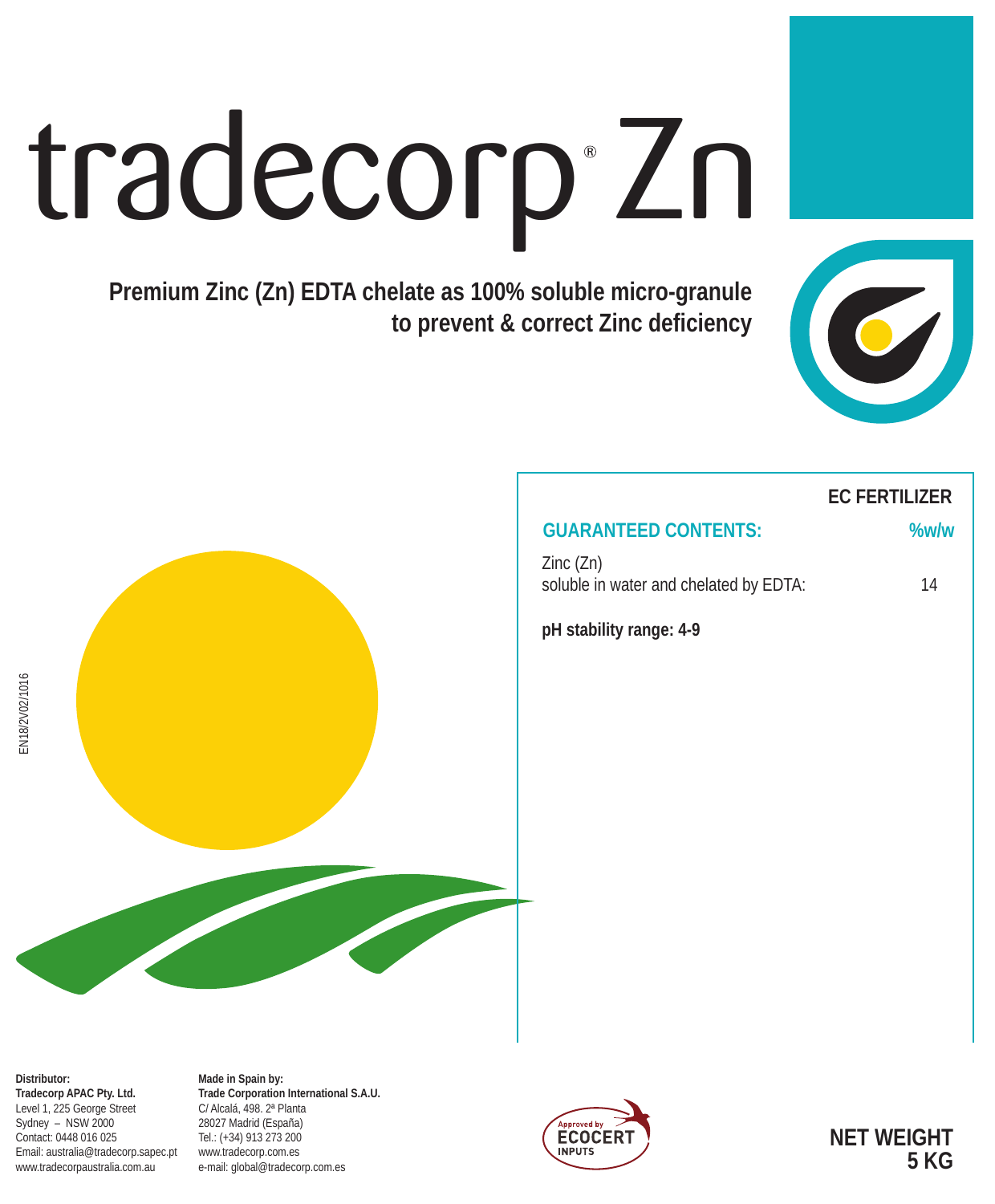# tradecorp® Zn

**Premium Zinc (Zn) EDTA chelate as 100% soluble micro-granule to prevent & correct Zinc deficiency**

EN18/2V02/1016

**EC FERTILIZER**

| **GUARANTEED CONTENTS:** | **%w/w** |
|---|---|
| Zinc (Zn) soluble in water and chelated by EDTA: | 14 |

**pH stability range: 4-9**

**Distributor:**
**Tradecorp APAC Pty. Ltd.**
Level 1, 225 George Street
Sydney – NSW 2000
Contact: 0448 016 025
Email: australia@tradecorp.sapec.pt
www.tradecorpaustralia.com.au

**Made in Spain by:**
**Trade Corporation International S.A.U.**
C/ Alcalá, 498. 2ª Planta
28027 Madrid (España)
Tel.: (+34) 913 273 200
www.tradecorp.com.es
e-mail: global@tradecorp.com.es

Approved by ECOCERT INPUTS

**NET WEIGHT 5 KG**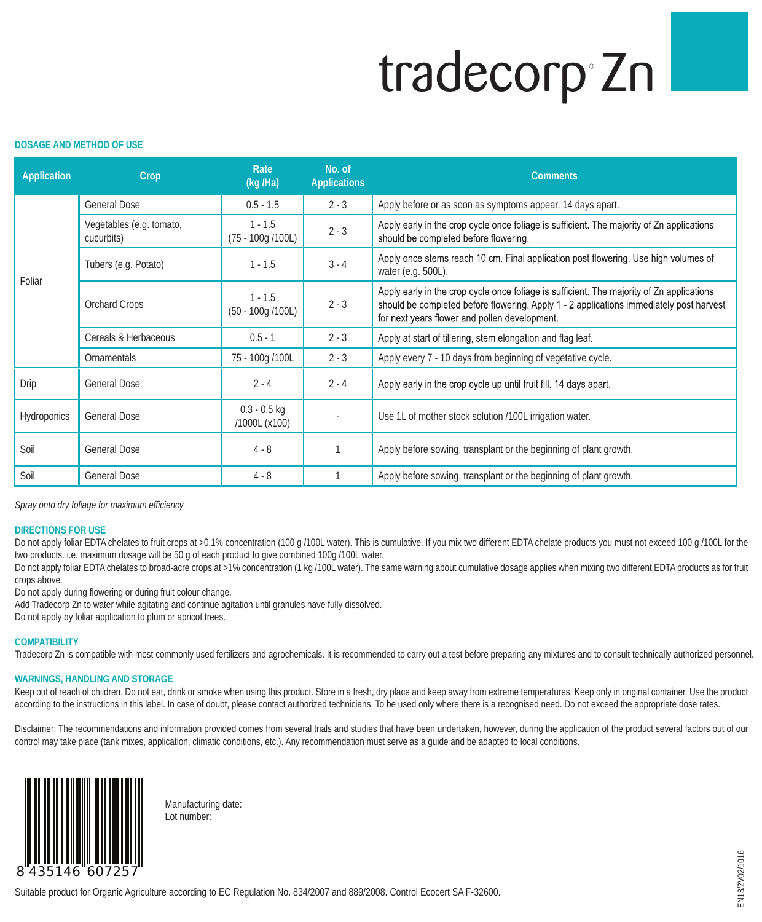# tradecorp® Zn

## DOSAGE AND METHOD OF USE

| Application | Crop | Rate (kg /Ha) | No. of Applications | Comments |
|---|---|---|---|---|
| Foliar | General Dose | 0.5 - 1.5 | 2 - 3 | Apply before or as soon as symptoms appear. 14 days apart. |
| | Vegetables (e.g. tomato, cucurbits) | 1 - 1.5 (75 - 100g /100L) | 2 - 3 | Apply early in the crop cycle once foliage is sufficient. The majority of Zn applications should be completed before flowering. |
| | Tubers (e.g. Potato) | 1 - 1.5 | 3 - 4 | Apply once stems reach 10 cm. Final application post flowering. Use high volumes of water (e.g. 500L). |
| | Orchard Crops | 1 - 1.5 (50 - 100g /100L) | 2 - 3 | Apply early in the crop cycle once foliage is sufficient. The majority of Zn applications should be completed before flowering. Apply 1 - 2 applications immediately post harvest for next years flower and pollen development. |
| | Cereals & Herbaceous | 0.5 - 1 | 2 - 3 | Apply at start of tillering, stem elongation and flag leaf. |
| | Ornamentals | 75 - 100g /100L | 2 - 3 | Apply every 7 - 10 days from beginning of vegetative cycle. |
| Drip | General Dose | 2 - 4 | 2 - 4 | Apply early in the crop cycle up until fruit fill. 14 days apart. |
| Hydroponics | General Dose | 0.3 - 0.5 kg /1000L (x100) | - | Use 1L of mother stock solution /100L irrigation water. |
| Soil | General Dose | 4 - 8 | 1 | Apply before sowing, transplant or the beginning of plant growth. |
| Soil | General Dose | 4 - 8 | 1 | Apply before sowing, transplant or the beginning of plant growth. |

*Spray onto dry foliage for maximum efficiency*

## DIRECTIONS FOR USE

Do not apply foliar EDTA chelates to fruit crops at >0.1% concentration (100 g /100L water). This is cumulative. If you mix two different EDTA chelate products you must not exceed 100 g /100L for the two products. i.e. maximum dosage will be 50 g of each product to give combined 100g /100L water.
Do not apply foliar EDTA chelates to broad-acre crops at >1% concentration (1 kg /100L water). The same warning about cumulative dosage applies when mixing two different EDTA products as for fruit crops above.
Do not apply during flowering or during fruit colour change.
Add Tradecorp Zn to water while agitating and continue agitation until granules have fully dissolved.
Do not apply by foliar application to plum or apricot trees.

## COMPATIBILITY

Tradecorp Zn is compatible with most commonly used fertilizers and agrochemicals. It is recommended to carry out a test before preparing any mixtures and to consult technically authorized personnel.

## WARNINGS, HANDLING AND STORAGE

Keep out of reach of children. Do not eat, drink or smoke when using this product. Store in a fresh, dry place and keep away from extreme temperatures. Keep only in original container. Use the product according to the instructions in this label. In case of doubt, please contact authorized technicians. To be used only where there is a recognised need. Do not exceed the appropriate dose rates.

Disclaimer: The recommendations and information provided comes from several trials and studies that have been undertaken, however, during the application of the product several factors out of our control may take place (tank mixes, application, climatic conditions, etc.). Any recommendation must serve as a guide and be adapted to local conditions.

8 435146 607257

Manufacturing date:
Lot number:

EN18/2V02/1016

Suitable product for Organic Agriculture according to EC Regulation No. 834/2007 and 889/2008. Control Ecocert SA F-32600.